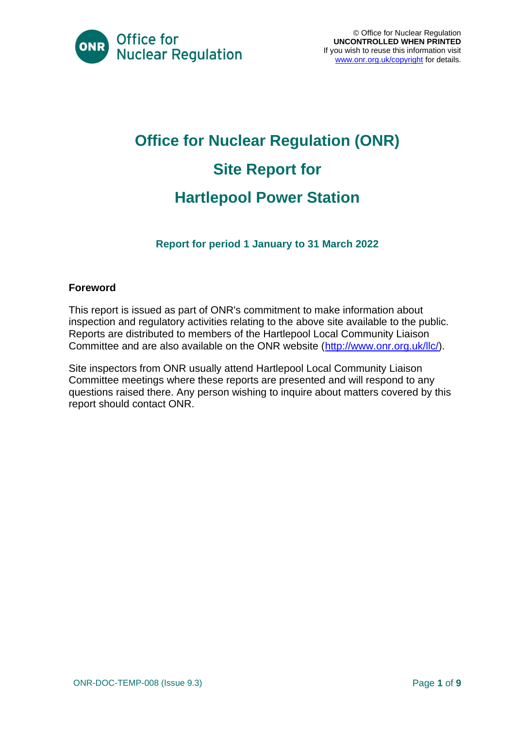© Office for Nuclear Regulation
**UNCONTROLLED WHEN PRINTED**
If you wish to reuse this information visit www.onr.org.uk/copyright for details.

# Office for Nuclear Regulation (ONR)

# Site Report for

# Hartlepool Power Station

### Report for period 1 January to 31 March 2022

**Foreword**

This report is issued as part of ONR's commitment to make information about inspection and regulatory activities relating to the above site available to the public. Reports are distributed to members of the Hartlepool Local Community Liaison Committee and are also available on the ONR website (http://www.onr.org.uk/llc/).

Site inspectors from ONR usually attend Hartlepool Local Community Liaison Committee meetings where these reports are presented and will respond to any questions raised there. Any person wishing to inquire about matters covered by this report should contact ONR.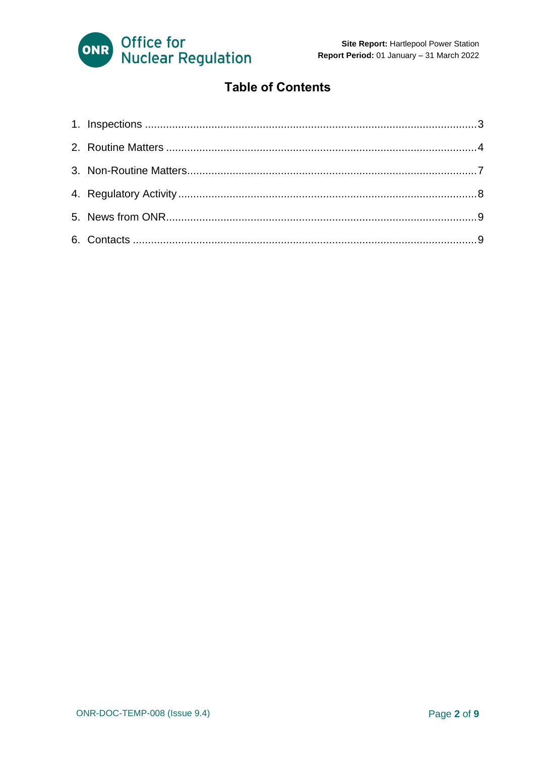# Table of Contents

1. Inspections ............................................................................................................. 3
2. Routine Matters ...................................................................................................... 4
3. Non-Routine Matters............................................................................................... 7
4. Regulatory Activity .................................................................................................. 8
5. News from ONR...................................................................................................... 9
6. Contacts ................................................................................................................. 9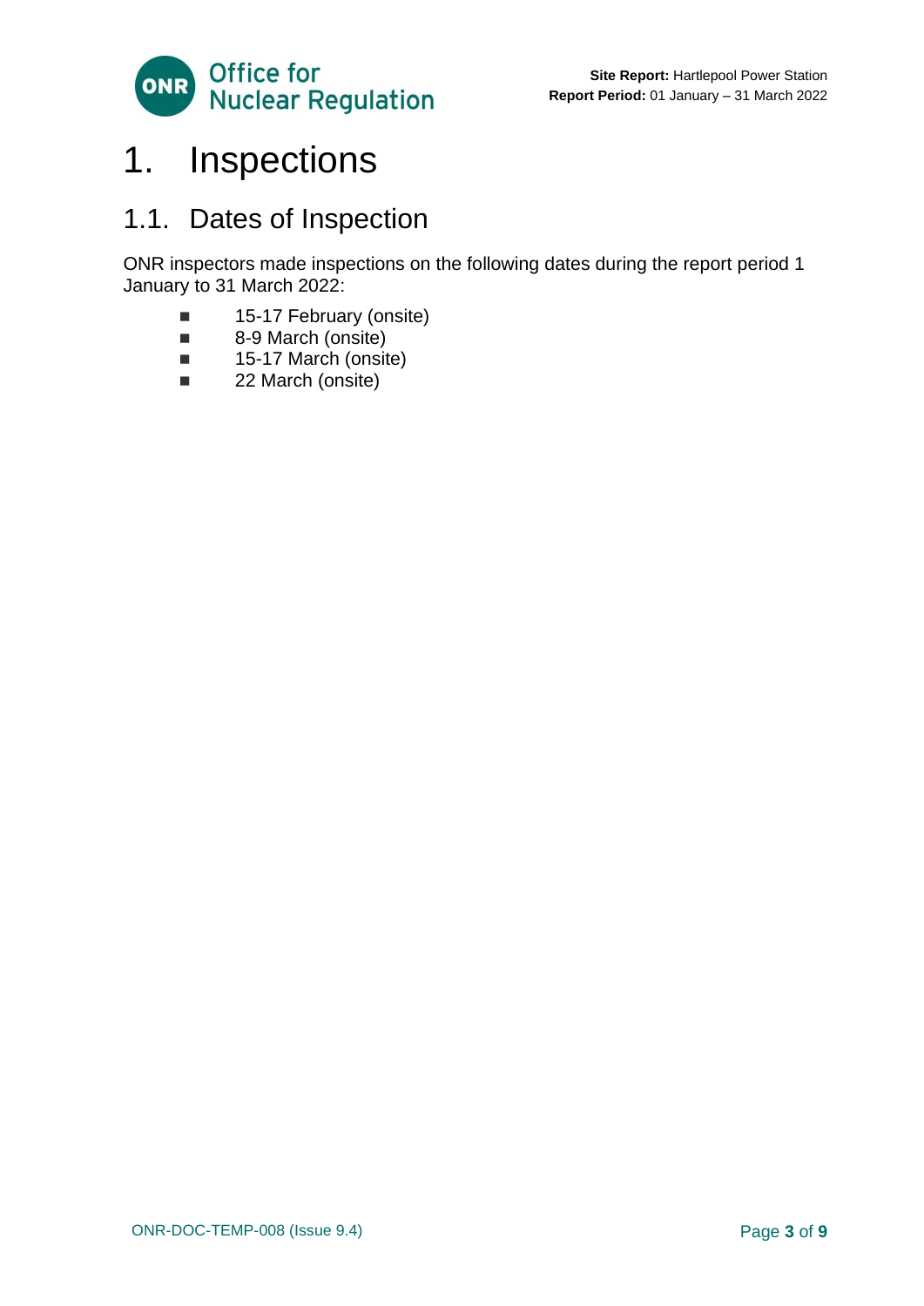# 1. Inspections

## 1.1. Dates of Inspection

ONR inspectors made inspections on the following dates during the report period 1 January to 31 March 2022:

- 15-17 February (onsite)
- 8-9 March (onsite)
- 15-17 March (onsite)
- 22 March (onsite)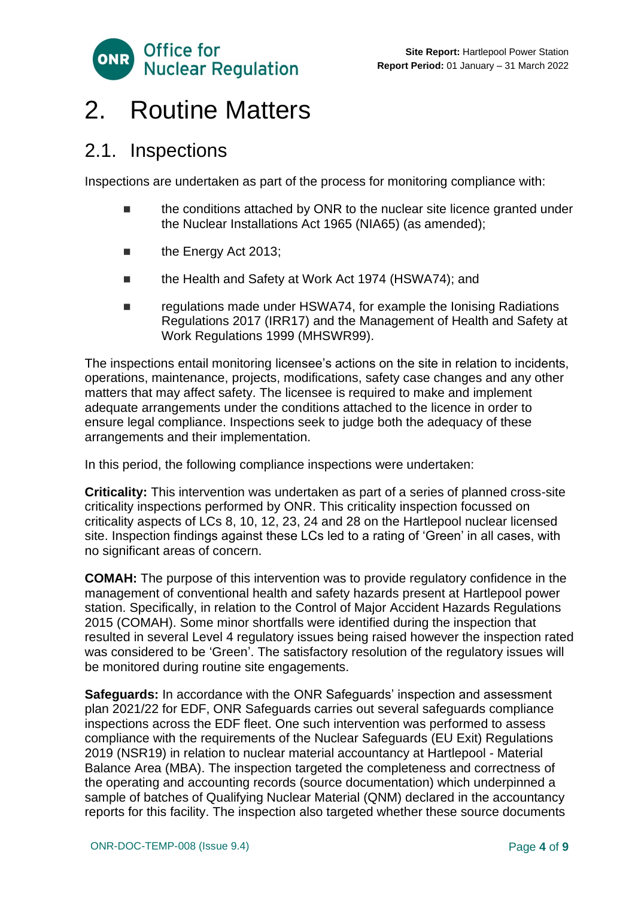# 2. Routine Matters

## 2.1. Inspections

Inspections are undertaken as part of the process for monitoring compliance with:

- the conditions attached by ONR to the nuclear site licence granted under the Nuclear Installations Act 1965 (NIA65) (as amended);
- the Energy Act 2013;
- the Health and Safety at Work Act 1974 (HSWA74); and
- regulations made under HSWA74, for example the Ionising Radiations Regulations 2017 (IRR17) and the Management of Health and Safety at Work Regulations 1999 (MHSWR99).

The inspections entail monitoring licensee's actions on the site in relation to incidents, operations, maintenance, projects, modifications, safety case changes and any other matters that may affect safety. The licensee is required to make and implement adequate arrangements under the conditions attached to the licence in order to ensure legal compliance. Inspections seek to judge both the adequacy of these arrangements and their implementation.

In this period, the following compliance inspections were undertaken:

**Criticality:** This intervention was undertaken as part of a series of planned cross-site criticality inspections performed by ONR. This criticality inspection focussed on criticality aspects of LCs 8, 10, 12, 23, 24 and 28 on the Hartlepool nuclear licensed site. Inspection findings against these LCs led to a rating of 'Green' in all cases, with no significant areas of concern.

**COMAH:** The purpose of this intervention was to provide regulatory confidence in the management of conventional health and safety hazards present at Hartlepool power station. Specifically, in relation to the Control of Major Accident Hazards Regulations 2015 (COMAH). Some minor shortfalls were identified during the inspection that resulted in several Level 4 regulatory issues being raised however the inspection rated was considered to be 'Green'. The satisfactory resolution of the regulatory issues will be monitored during routine site engagements.

**Safeguards:** In accordance with the ONR Safeguards' inspection and assessment plan 2021/22 for EDF, ONR Safeguards carries out several safeguards compliance inspections across the EDF fleet. One such intervention was performed to assess compliance with the requirements of the Nuclear Safeguards (EU Exit) Regulations 2019 (NSR19) in relation to nuclear material accountancy at Hartlepool - Material Balance Area (MBA). The inspection targeted the completeness and correctness of the operating and accounting records (source documentation) which underpinned a sample of batches of Qualifying Nuclear Material (QNM) declared in the accountancy reports for this facility. The inspection also targeted whether these source documents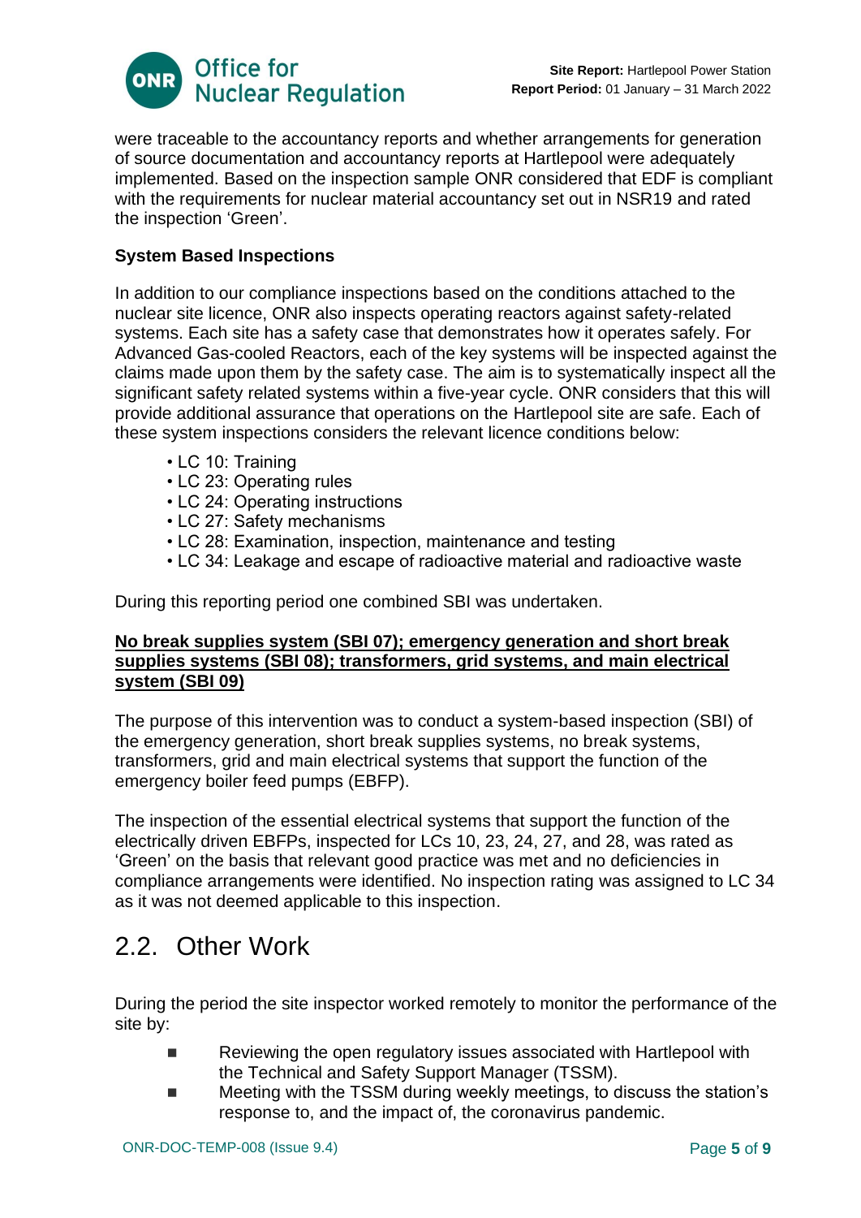were traceable to the accountancy reports and whether arrangements for generation of source documentation and accountancy reports at Hartlepool were adequately implemented. Based on the inspection sample ONR considered that EDF is compliant with the requirements for nuclear material accountancy set out in NSR19 and rated the inspection 'Green'.

### System Based Inspections

In addition to our compliance inspections based on the conditions attached to the nuclear site licence, ONR also inspects operating reactors against safety-related systems. Each site has a safety case that demonstrates how it operates safely. For Advanced Gas-cooled Reactors, each of the key systems will be inspected against the claims made upon them by the safety case. The aim is to systematically inspect all the significant safety related systems within a five-year cycle. ONR considers that this will provide additional assurance that operations on the Hartlepool site are safe. Each of these system inspections considers the relevant licence conditions below:

- LC 10: Training
- LC 23: Operating rules
- LC 24: Operating instructions
- LC 27: Safety mechanisms
- LC 28: Examination, inspection, maintenance and testing
- LC 34: Leakage and escape of radioactive material and radioactive waste

During this reporting period one combined SBI was undertaken.

#### No break supplies system (SBI 07); emergency generation and short break supplies systems (SBI 08); transformers, grid systems, and main electrical system (SBI 09)

The purpose of this intervention was to conduct a system-based inspection (SBI) of the emergency generation, short break supplies systems, no break systems, transformers, grid and main electrical systems that support the function of the emergency boiler feed pumps (EBFP).

The inspection of the essential electrical systems that support the function of the electrically driven EBFPs, inspected for LCs 10, 23, 24, 27, and 28, was rated as 'Green' on the basis that relevant good practice was met and no deficiencies in compliance arrangements were identified. No inspection rating was assigned to LC 34 as it was not deemed applicable to this inspection.

## 2.2. Other Work

During the period the site inspector worked remotely to monitor the performance of the site by:

- Reviewing the open regulatory issues associated with Hartlepool with the Technical and Safety Support Manager (TSSM).
- Meeting with the TSSM during weekly meetings, to discuss the station's response to, and the impact of, the coronavirus pandemic.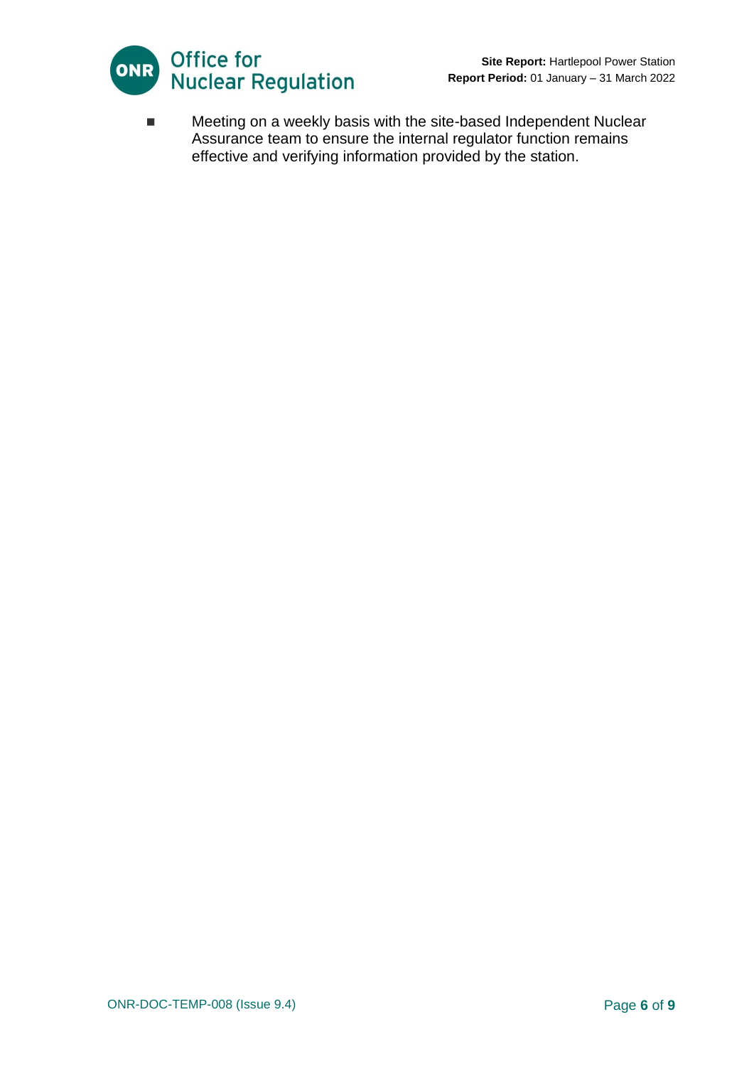- Meeting on a weekly basis with the site-based Independent Nuclear Assurance team to ensure the internal regulator function remains effective and verifying information provided by the station.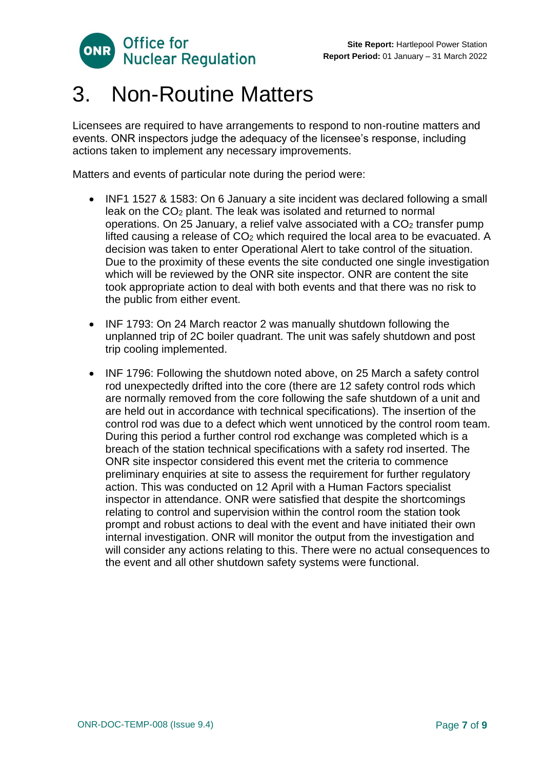# 3. Non-Routine Matters

Licensees are required to have arrangements to respond to non-routine matters and events. ONR inspectors judge the adequacy of the licensee's response, including actions taken to implement any necessary improvements.

Matters and events of particular note during the period were:

- INF1 1527 & 1583: On 6 January a site incident was declared following a small leak on the $CO_2$ plant. The leak was isolated and returned to normal operations. On 25 January, a relief valve associated with a $CO_2$ transfer pump lifted causing a release of $CO_2$ which required the local area to be evacuated. A decision was taken to enter Operational Alert to take control of the situation. Due to the proximity of these events the site conducted one single investigation which will be reviewed by the ONR site inspector. ONR are content the site took appropriate action to deal with both events and that there was no risk to the public from either event.

- INF 1793: On 24 March reactor 2 was manually shutdown following the unplanned trip of 2C boiler quadrant. The unit was safely shutdown and post trip cooling implemented.

- INF 1796: Following the shutdown noted above, on 25 March a safety control rod unexpectedly drifted into the core (there are 12 safety control rods which are normally removed from the core following the safe shutdown of a unit and are held out in accordance with technical specifications). The insertion of the control rod was due to a defect which went unnoticed by the control room team. During this period a further control rod exchange was completed which is a breach of the station technical specifications with a safety rod inserted. The ONR site inspector considered this event met the criteria to commence preliminary enquiries at site to assess the requirement for further regulatory action. This was conducted on 12 April with a Human Factors specialist inspector in attendance. ONR were satisfied that despite the shortcomings relating to control and supervision within the control room the station took prompt and robust actions to deal with the event and have initiated their own internal investigation. ONR will monitor the output from the investigation and will consider any actions relating to this. There were no actual consequences to the event and all other shutdown safety systems were functional.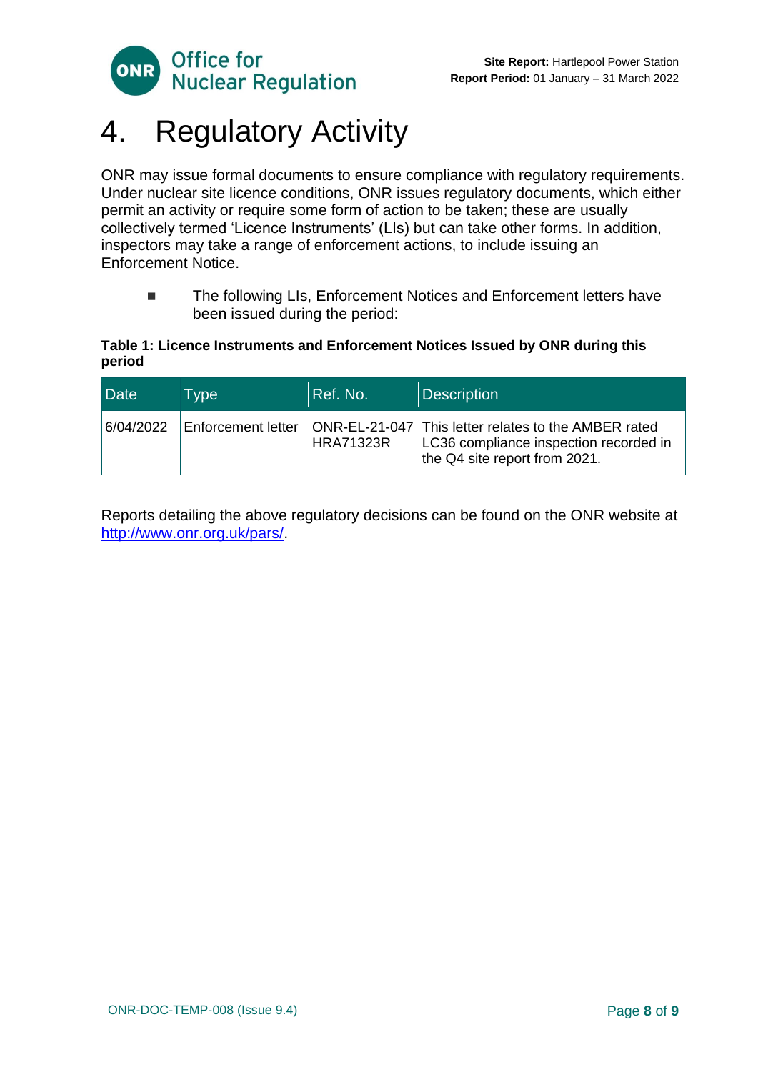# 4. Regulatory Activity

ONR may issue formal documents to ensure compliance with regulatory requirements. Under nuclear site licence conditions, ONR issues regulatory documents, which either permit an activity or require some form of action to be taken; these are usually collectively termed 'Licence Instruments' (LIs) but can take other forms. In addition, inspectors may take a range of enforcement actions, to include issuing an Enforcement Notice.

- The following LIs, Enforcement Notices and Enforcement letters have been issued during the period:

**Table 1: Licence Instruments and Enforcement Notices Issued by ONR during this period**

| Date | Type | Ref. No. | Description |
|---|---|---|---|
| 6/04/2022 | Enforcement letter | ONR-EL-21-047 HRA71323R | This letter relates to the AMBER rated LC36 compliance inspection recorded in the Q4 site report from 2021. |

Reports detailing the above regulatory decisions can be found on the ONR website at http://www.onr.org.uk/pars/.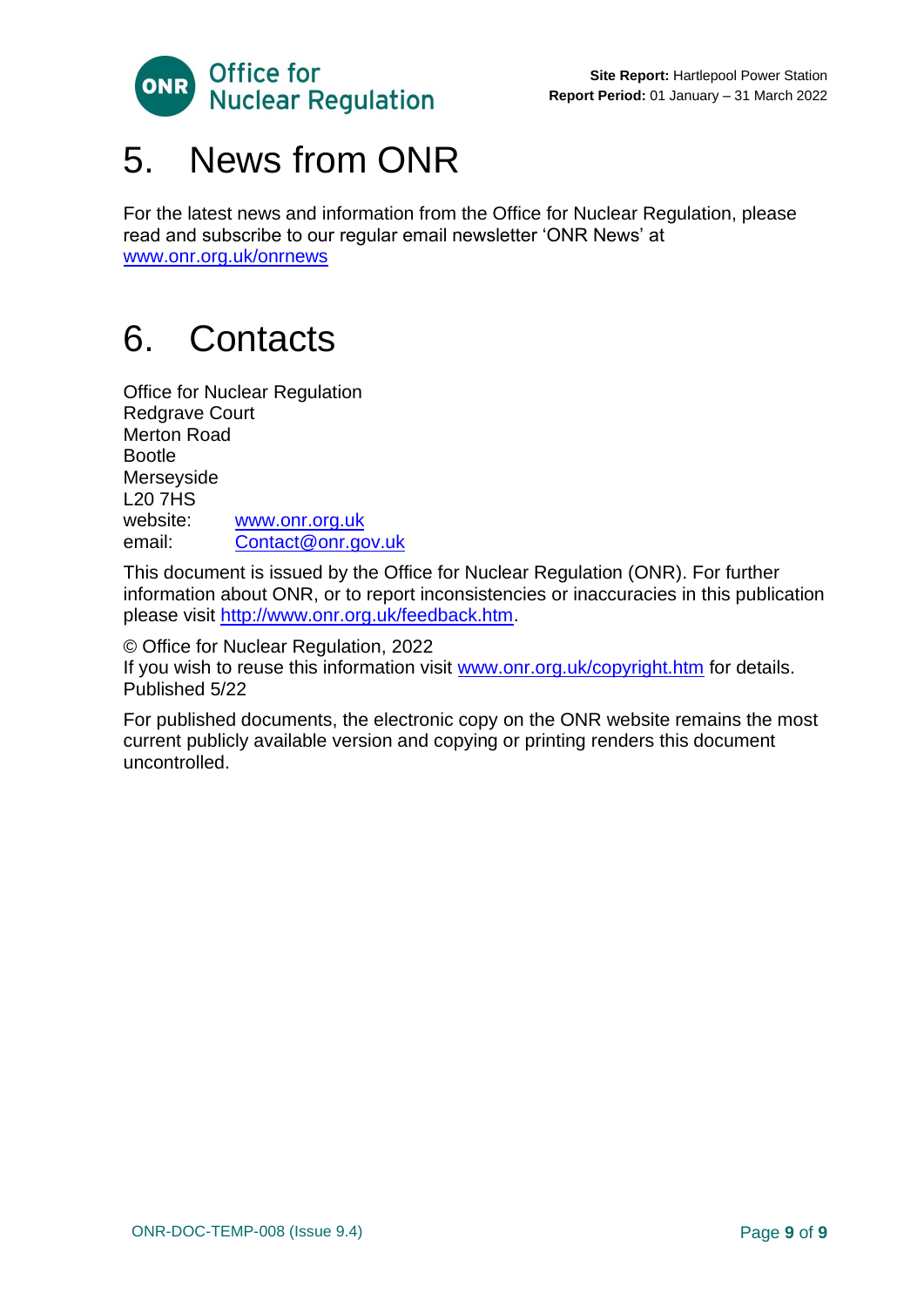# 5. News from ONR

For the latest news and information from the Office for Nuclear Regulation, please read and subscribe to our regular email newsletter 'ONR News' at www.onr.org.uk/onrnews

# 6. Contacts

Office for Nuclear Regulation
Redgrave Court
Merton Road
Bootle
Merseyside
L20 7HS
website: www.onr.org.uk
email: Contact@onr.gov.uk

This document is issued by the Office for Nuclear Regulation (ONR). For further information about ONR, or to report inconsistencies or inaccuracies in this publication please visit http://www.onr.org.uk/feedback.htm.

© Office for Nuclear Regulation, 2022
If you wish to reuse this information visit www.onr.org.uk/copyright.htm for details.
Published 5/22

For published documents, the electronic copy on the ONR website remains the most current publicly available version and copying or printing renders this document uncontrolled.